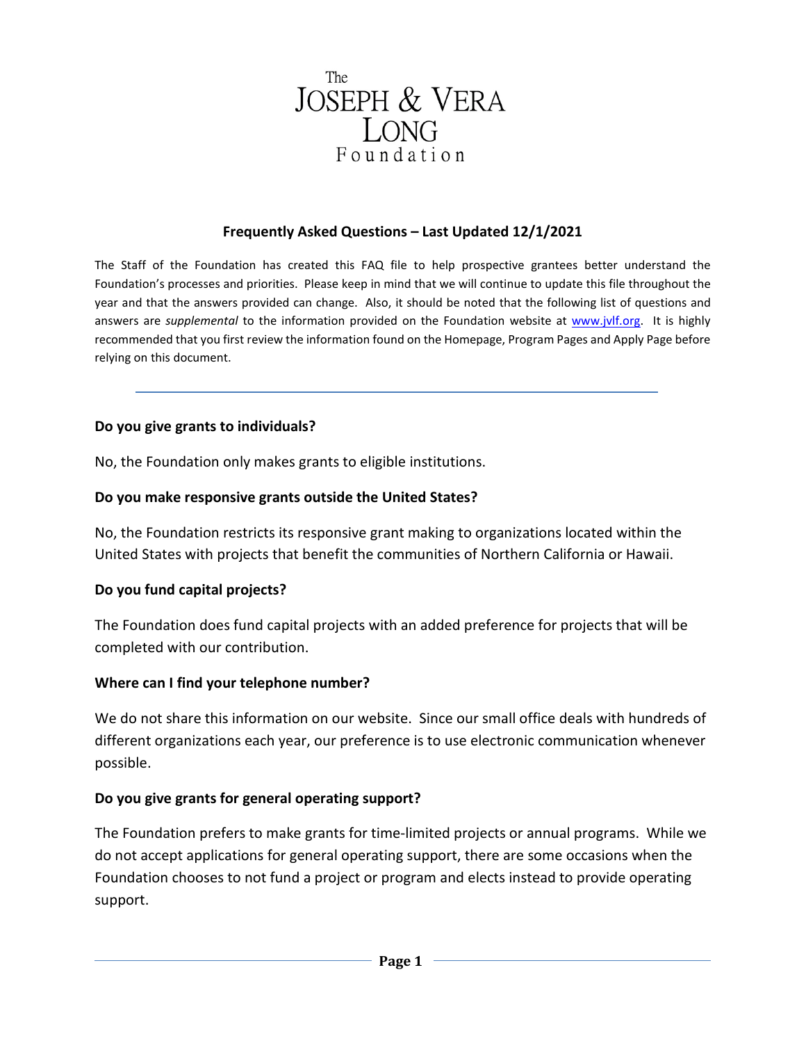# The Joseph & Vera Long Foundation

## Frequently Asked Questions – Last Updated 12/1/2021

The Staff of the Foundation has created this FAQ file to help prospective grantees better understand the Foundation's processes and priorities. Please keep in mind that we will continue to update this file throughout the year and that the answers provided can change. Also, it should be noted that the following list of questions and answers are *supplemental* to the information provided on the Foundation website at [www.jvlf.org](http://www.jvlf.org). It is highly recommended that you first review the information found on the Homepage, Program Pages and Apply Page before relying on this document.

---

**Do you give grants to individuals?**

No, the Foundation only makes grants to eligible institutions.

**Do you make responsive grants outside the United States?**

No, the Foundation restricts its responsive grant making to organizations located within the United States with projects that benefit the communities of Northern California or Hawaii.

**Do you fund capital projects?**

The Foundation does fund capital projects with an added preference for projects that will be completed with our contribution.

**Where can I find your telephone number?**

We do not share this information on our website. Since our small office deals with hundreds of different organizations each year, our preference is to use electronic communication whenever possible.

**Do you give grants for general operating support?**

The Foundation prefers to make grants for time-limited projects or annual programs. While we do not accept applications for general operating support, there are some occasions when the Foundation chooses to not fund a project or program and elects instead to provide operating support.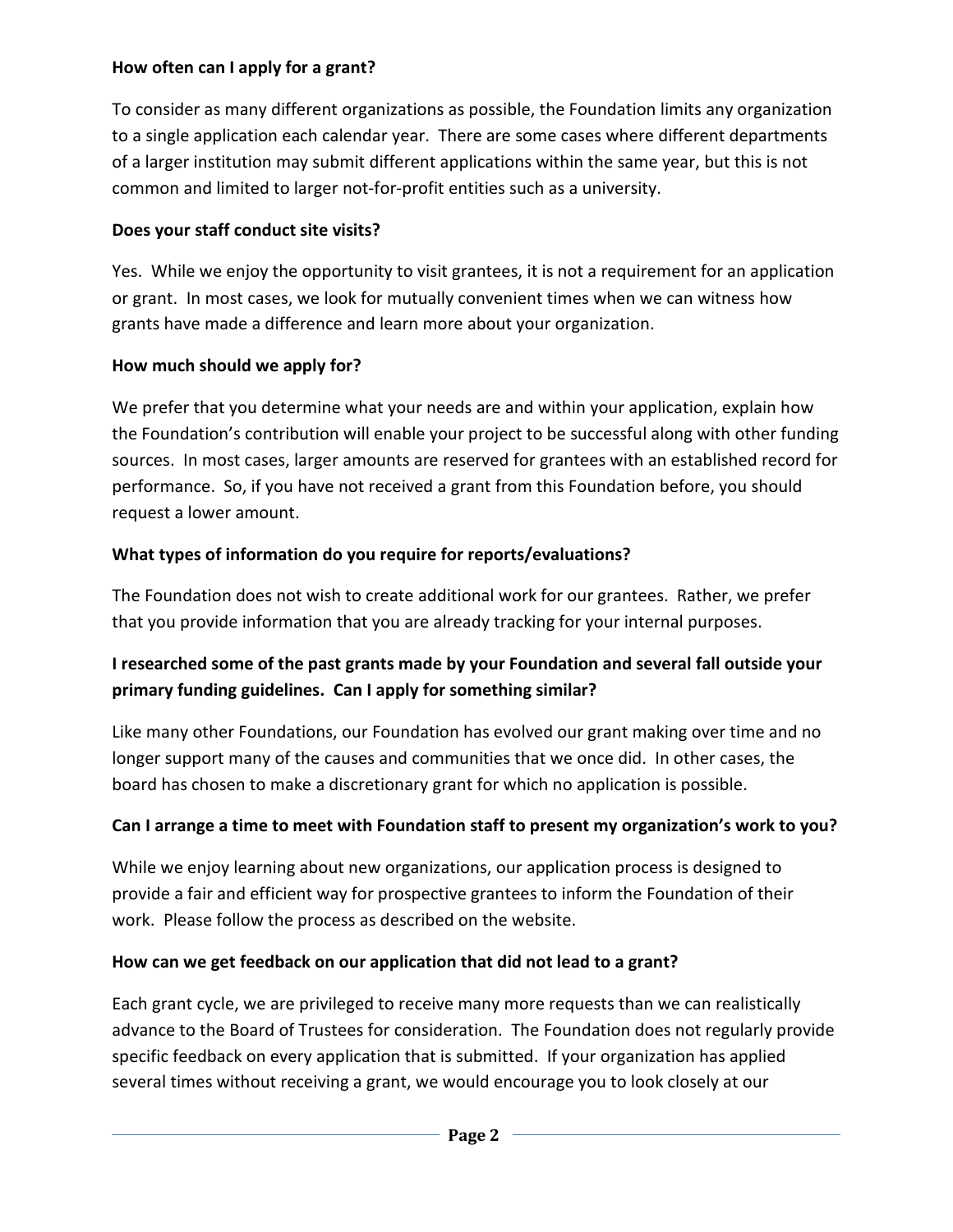**How often can I apply for a grant?**

To consider as many different organizations as possible, the Foundation limits any organization to a single application each calendar year. There are some cases where different departments of a larger institution may submit different applications within the same year, but this is not common and limited to larger not-for-profit entities such as a university.

**Does your staff conduct site visits?**

Yes. While we enjoy the opportunity to visit grantees, it is not a requirement for an application or grant. In most cases, we look for mutually convenient times when we can witness how grants have made a difference and learn more about your organization.

**How much should we apply for?**

We prefer that you determine what your needs are and within your application, explain how the Foundation's contribution will enable your project to be successful along with other funding sources. In most cases, larger amounts are reserved for grantees with an established record for performance. So, if you have not received a grant from this Foundation before, you should request a lower amount.

**What types of information do you require for reports/evaluations?**

The Foundation does not wish to create additional work for our grantees. Rather, we prefer that you provide information that you are already tracking for your internal purposes.

**I researched some of the past grants made by your Foundation and several fall outside your primary funding guidelines. Can I apply for something similar?**

Like many other Foundations, our Foundation has evolved our grant making over time and no longer support many of the causes and communities that we once did. In other cases, the board has chosen to make a discretionary grant for which no application is possible.

**Can I arrange a time to meet with Foundation staff to present my organization's work to you?**

While we enjoy learning about new organizations, our application process is designed to provide a fair and efficient way for prospective grantees to inform the Foundation of their work. Please follow the process as described on the website.

**How can we get feedback on our application that did not lead to a grant?**

Each grant cycle, we are privileged to receive many more requests than we can realistically advance to the Board of Trustees for consideration. The Foundation does not regularly provide specific feedback on every application that is submitted. If your organization has applied several times without receiving a grant, we would encourage you to look closely at our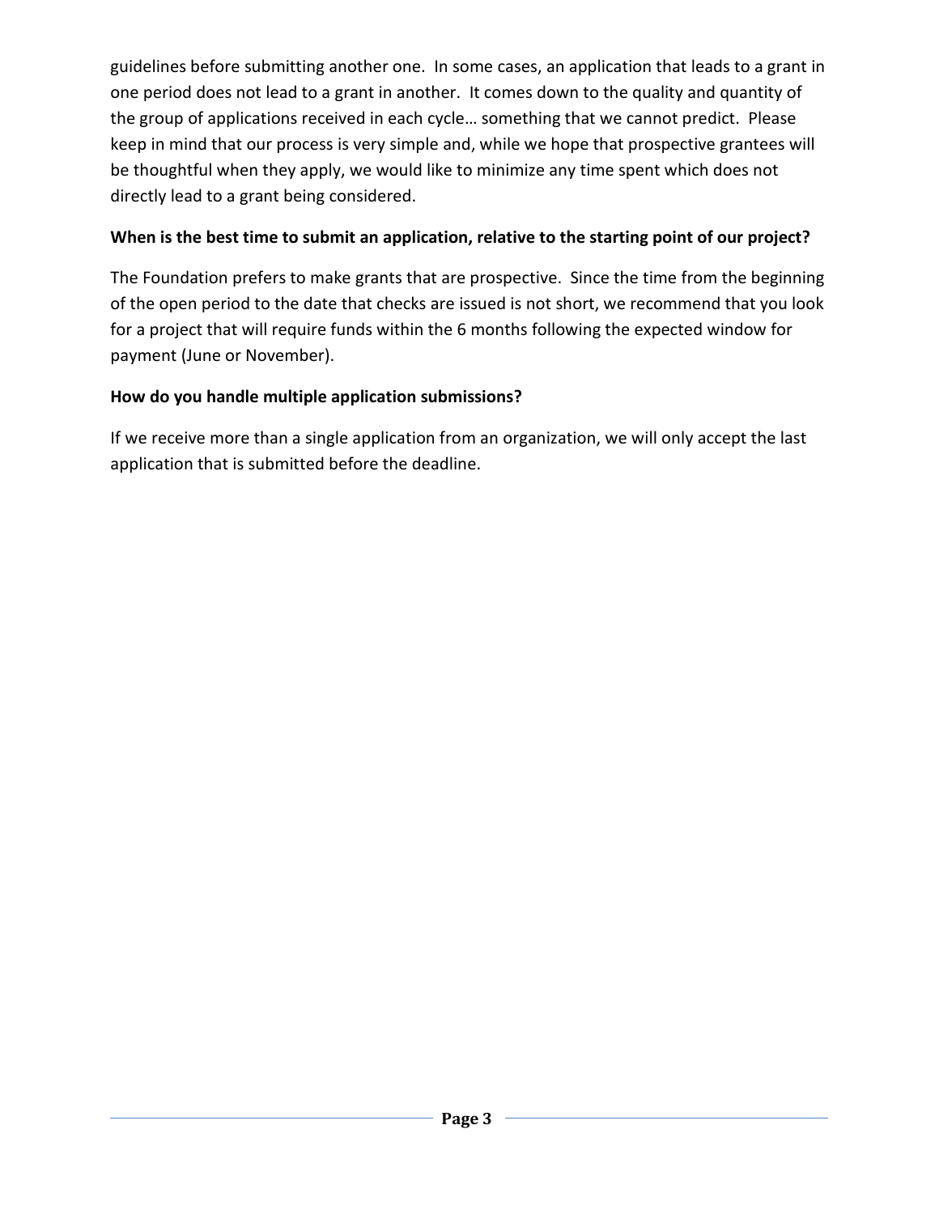guidelines before submitting another one. In some cases, an application that leads to a grant in one period does not lead to a grant in another. It comes down to the quality and quantity of the group of applications received in each cycle… something that we cannot predict. Please keep in mind that our process is very simple and, while we hope that prospective grantees will be thoughtful when they apply, we would like to minimize any time spent which does not directly lead to a grant being considered.

**When is the best time to submit an application, relative to the starting point of our project?**

The Foundation prefers to make grants that are prospective. Since the time from the beginning of the open period to the date that checks are issued is not short, we recommend that you look for a project that will require funds within the 6 months following the expected window for payment (June or November).

**How do you handle multiple application submissions?**

If we receive more than a single application from an organization, we will only accept the last application that is submitted before the deadline.